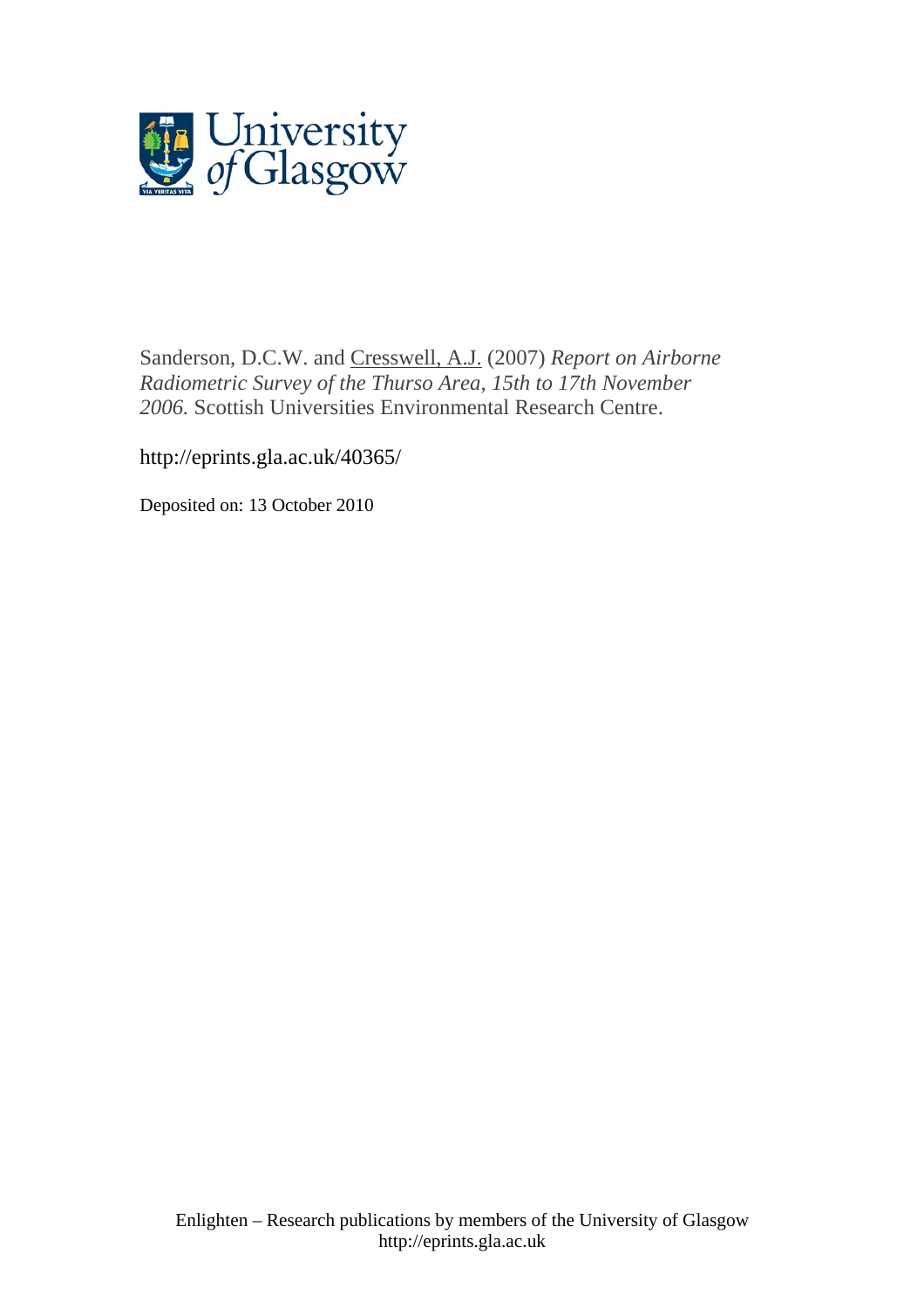Sanderson, D.C.W. and Cresswell, A.J. (2007) *Report on Airborne Radiometric Survey of the Thurso Area, 15th to 17th November 2006.* Scottish Universities Environmental Research Centre.

http://eprints.gla.ac.uk/40365/

Deposited on: 13 October 2010

Enlighten – Research publications by members of the University of Glasgow
http://eprints.gla.ac.uk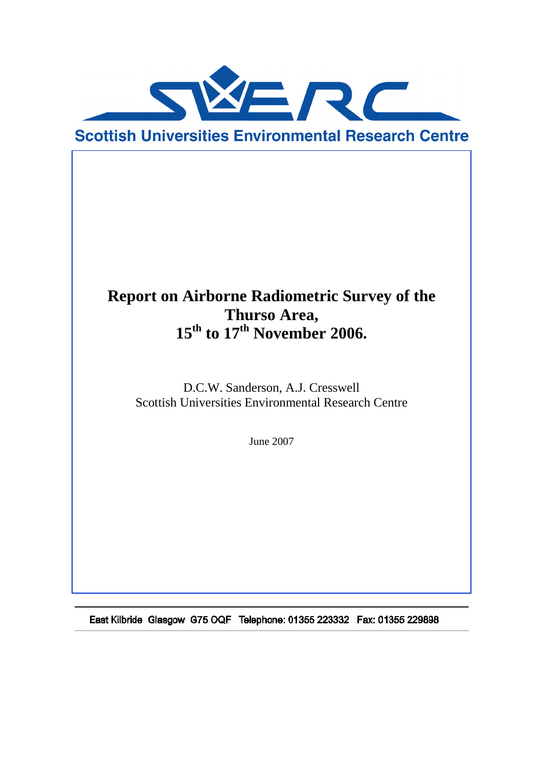Scottish Universities Environmental Research Centre

# Report on Airborne Radiometric Survey of the Thurso Area, 15th to 17th November 2006.

D.C.W. Sanderson, A.J. Cresswell
Scottish Universities Environmental Research Centre

June 2007

East Kilbride Glasgow G75 0QF Telephone: 01355 223332 Fax: 01355 229898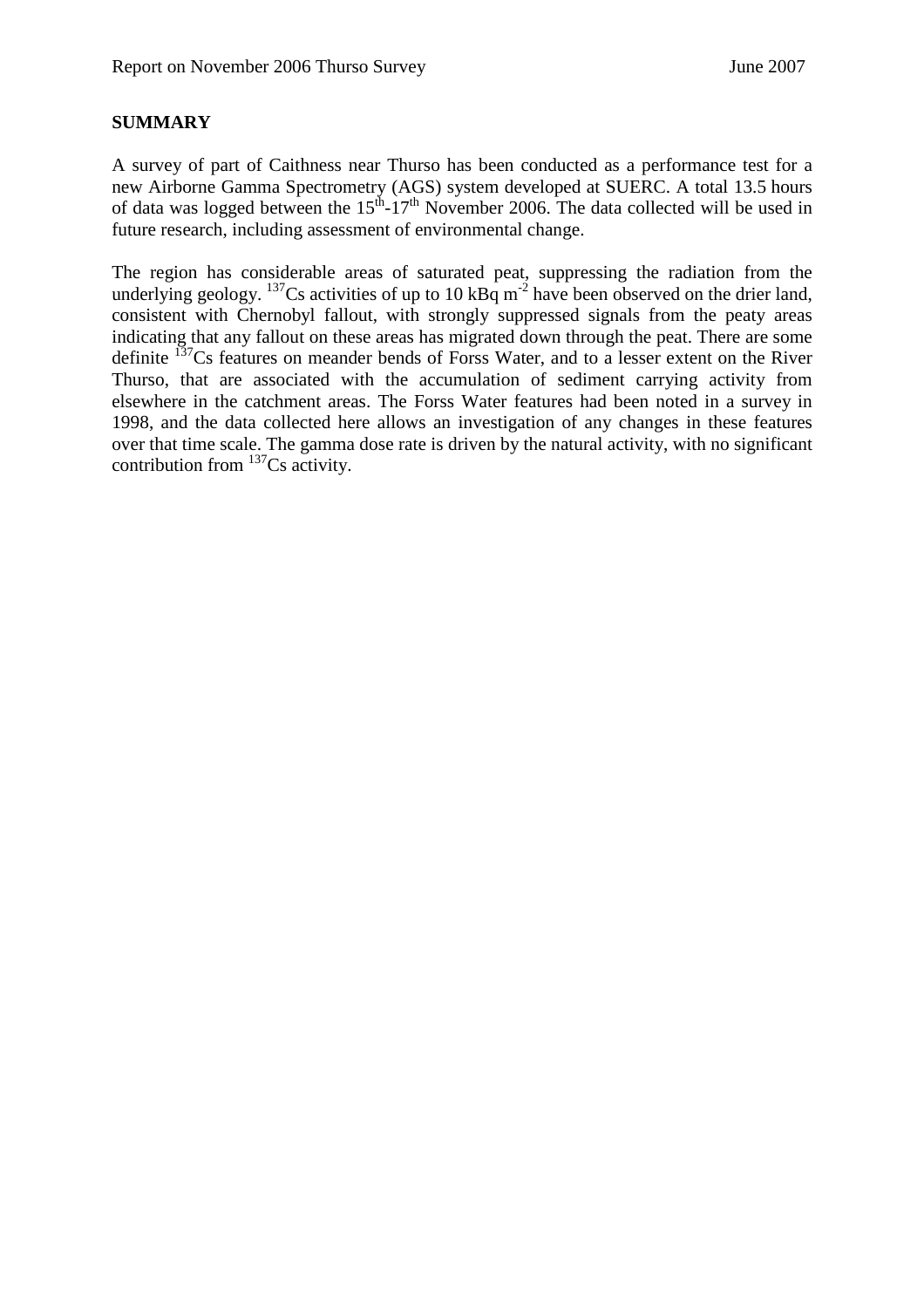## SUMMARY

A survey of part of Caithness near Thurso has been conducted as a performance test for a new Airborne Gamma Spectrometry (AGS) system developed at SUERC. A total 13.5 hours of data was logged between the $15^{th}$-$17^{th}$ November 2006. The data collected will be used in future research, including assessment of environmental change.

The region has considerable areas of saturated peat, suppressing the radiation from the underlying geology. $^{137}$Cs activities of up to 10 kBq m$^{-2}$ have been observed on the drier land, consistent with Chernobyl fallout, with strongly suppressed signals from the peaty areas indicating that any fallout on these areas has migrated down through the peat. There are some definite $^{137}$Cs features on meander bends of Forss Water, and to a lesser extent on the River Thurso, that are associated with the accumulation of sediment carrying activity from elsewhere in the catchment areas. The Forss Water features had been noted in a survey in 1998, and the data collected here allows an investigation of any changes in these features over that time scale. The gamma dose rate is driven by the natural activity, with no significant contribution from $^{137}$Cs activity.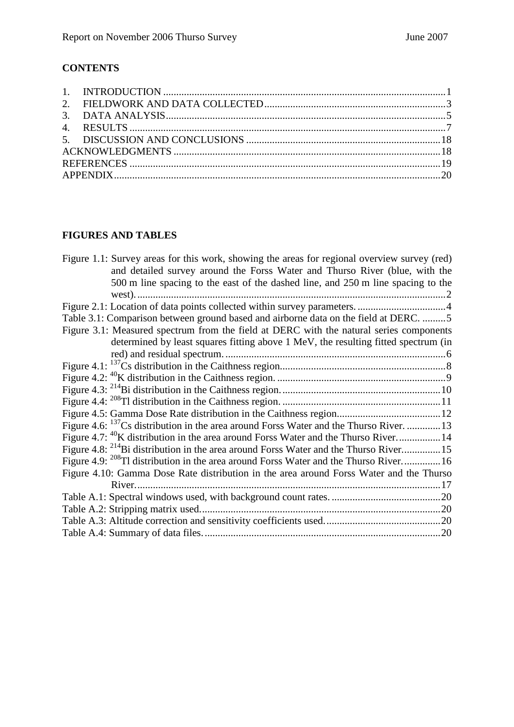**CONTENTS**

1. INTRODUCTION ............................................................................................................1
2. FIELDWORK AND DATA COLLECTED......................................................................3
3. DATA ANALYSIS...........................................................................................................5
4. RESULTS .........................................................................................................................7
5. DISCUSSION AND CONCLUSIONS ...........................................................................18

ACKNOWLEDGMENTS ......................................................................................................18

REFERENCES .......................................................................................................................19

APPENDIX.............................................................................................................................20

**FIGURES AND TABLES**

Figure 1.1: Survey areas for this work, showing the areas for regional overview survey (red) and detailed survey around the Forss Water and Thurso River (blue, with the 500 m line spacing to the east of the dashed line, and 250 m line spacing to the west). .......................................................................................................................2

Figure 2.1: Location of data points collected within survey parameters. ..................................4

Table 3.1: Comparison between ground based and airborne data on the field at DERC. .........5

Figure 3.1: Measured spectrum from the field at DERC with the natural series components determined by least squares fitting above 1 MeV, the resulting fitted spectrum (in red) and residual spectrum. ....................................................................................6

Figure 4.1: $^{137}$Cs distribution in the Caithness region................................................................8

Figure 4.2: $^{40}$K distribution in the Caithness region. .................................................................9

Figure 4.3: $^{214}$Bi distribution in the Caithness region. ............................................................10

Figure 4.4: $^{208}$Tl distribution in the Caithness region. ............................................................11

Figure 4.5: Gamma Dose Rate distribution in the Caithness region........................................12

Figure 4.6: $^{137}$Cs distribution in the area around Forss Water and the Thurso River. .............13

Figure 4.7: $^{40}$K distribution in the area around Forss Water and the Thurso River.................14

Figure 4.8: $^{214}$Bi distribution in the area around Forss Water and the Thurso River...............15

Figure 4.9: $^{208}$Tl distribution in the area around Forss Water and the Thurso River...............16

Figure 4.10: Gamma Dose Rate distribution in the area around Forss Water and the Thurso River.....................................................................................................................17

Table A.1: Spectral windows used, with background count rates. ..........................................20

Table A.2: Stripping matrix used............................................................................................20

Table A.3: Altitude correction and sensitivity coefficients used............................................20

Table A.4: Summary of data files. ..........................................................................................20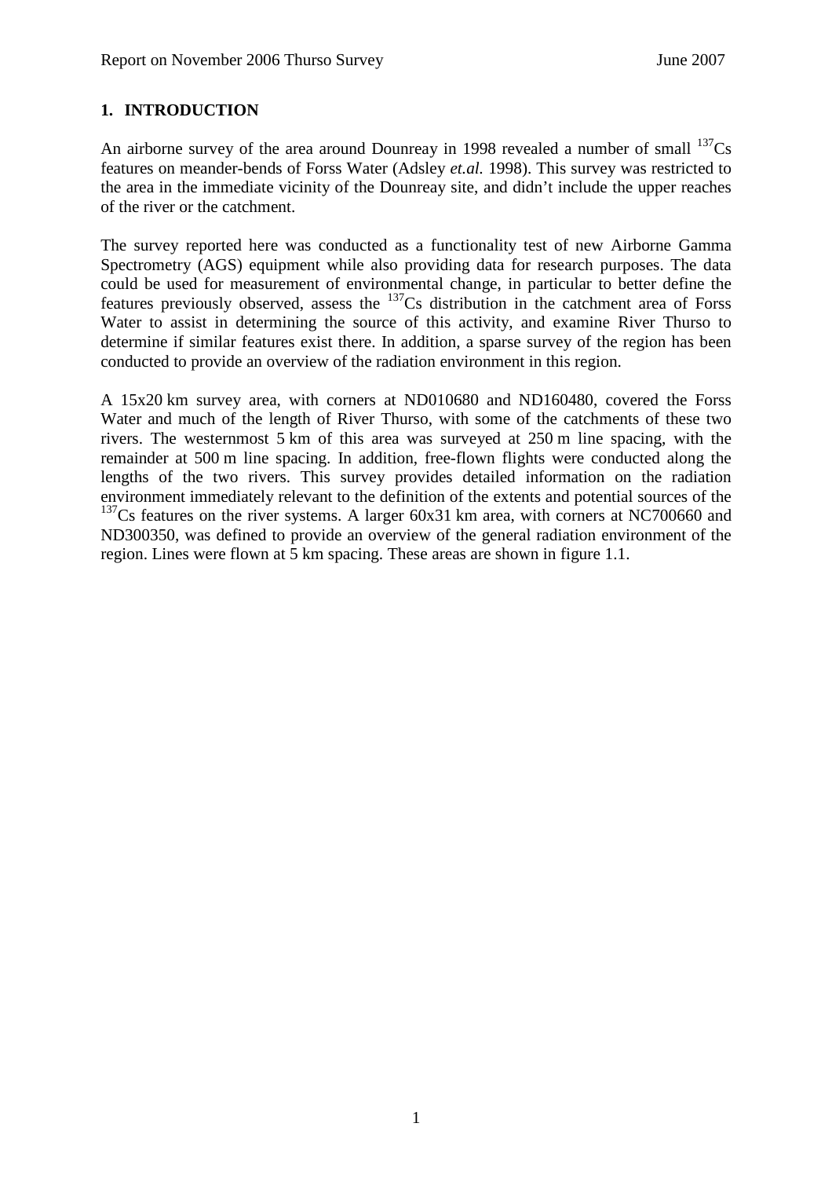## 1. INTRODUCTION

An airborne survey of the area around Dounreay in 1998 revealed a number of small $^{137}$Cs features on meander-bends of Forss Water (Adsley *et.al.* 1998). This survey was restricted to the area in the immediate vicinity of the Dounreay site, and didn't include the upper reaches of the river or the catchment.

The survey reported here was conducted as a functionality test of new Airborne Gamma Spectrometry (AGS) equipment while also providing data for research purposes. The data could be used for measurement of environmental change, in particular to better define the features previously observed, assess the $^{137}$Cs distribution in the catchment area of Forss Water to assist in determining the source of this activity, and examine River Thurso to determine if similar features exist there. In addition, a sparse survey of the region has been conducted to provide an overview of the radiation environment in this region.

A 15x20 km survey area, with corners at ND010680 and ND160480, covered the Forss Water and much of the length of River Thurso, with some of the catchments of these two rivers. The westernmost 5 km of this area was surveyed at 250 m line spacing, with the remainder at 500 m line spacing. In addition, free-flown flights were conducted along the lengths of the two rivers. This survey provides detailed information on the radiation environment immediately relevant to the definition of the extents and potential sources of the $^{137}$Cs features on the river systems. A larger 60x31 km area, with corners at NC700660 and ND300350, was defined to provide an overview of the general radiation environment of the region. Lines were flown at 5 km spacing. These areas are shown in figure 1.1.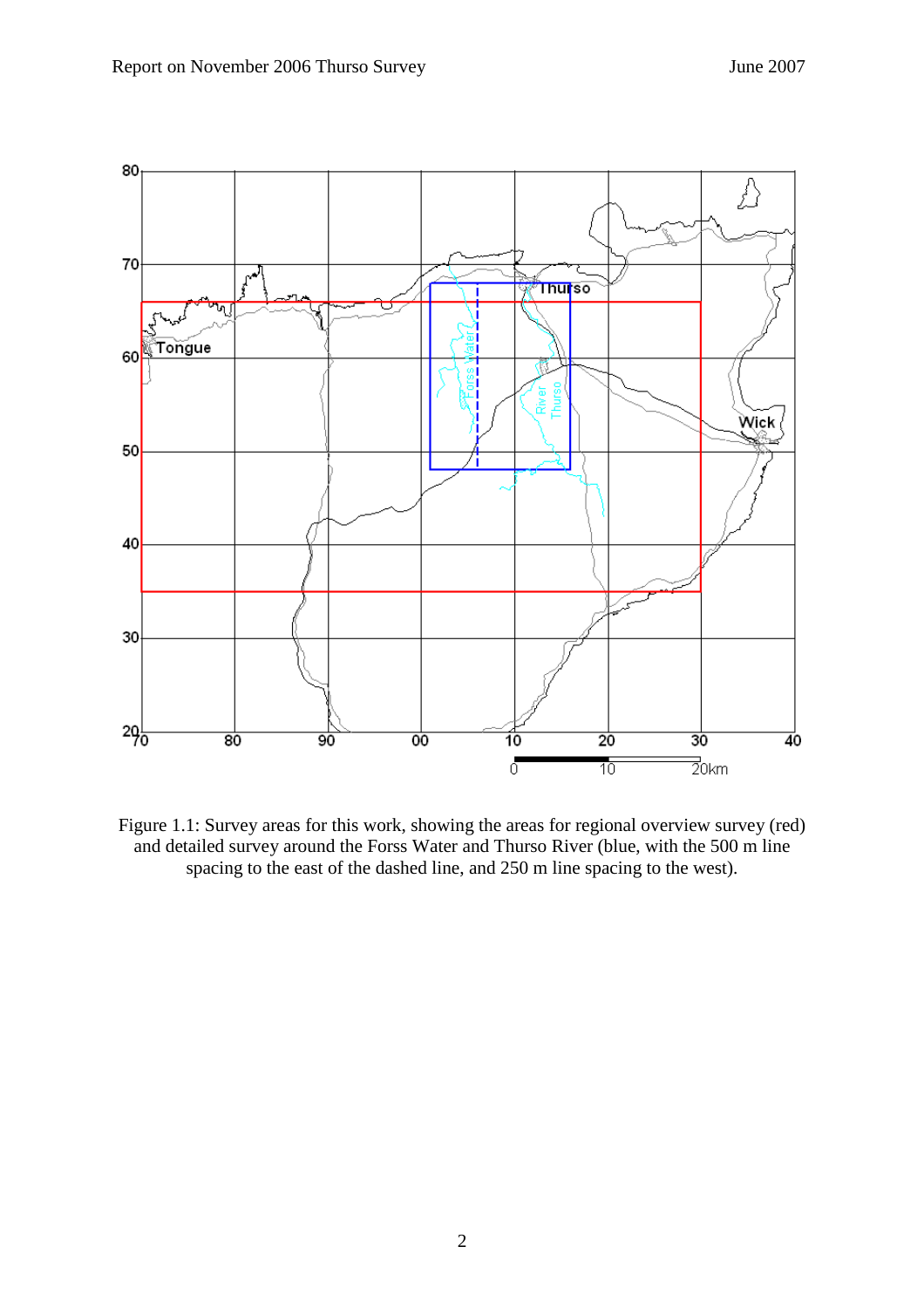Figure 1.1: Survey areas for this work, showing the areas for regional overview survey (red) and detailed survey around the Forss Water and Thurso River (blue, with the 500 m line spacing to the east of the dashed line, and 250 m line spacing to the west).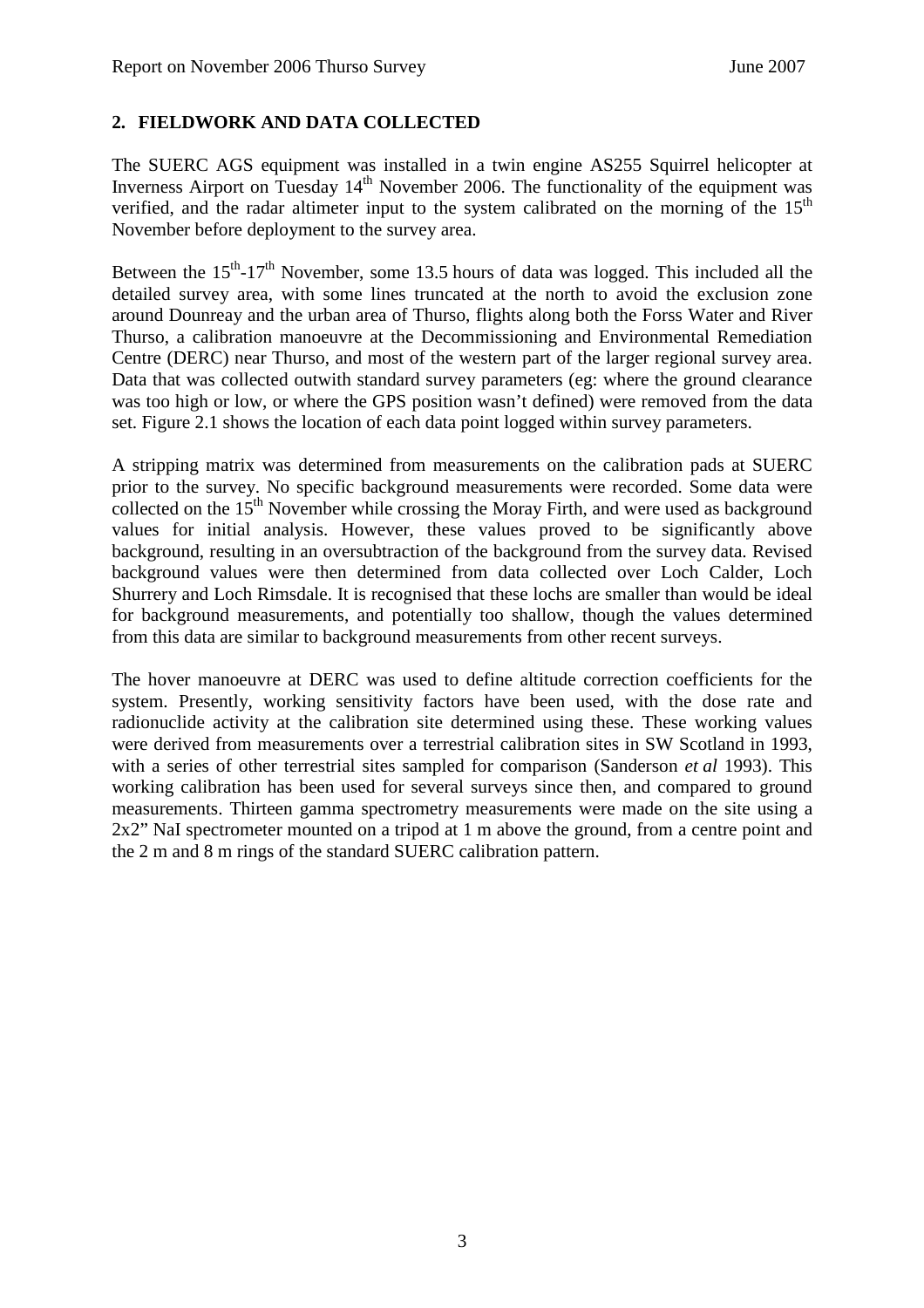## 2. FIELDWORK AND DATA COLLECTED

The SUERC AGS equipment was installed in a twin engine AS255 Squirrel helicopter at Inverness Airport on Tuesday 14th November 2006. The functionality of the equipment was verified, and the radar altimeter input to the system calibrated on the morning of the 15th November before deployment to the survey area.

Between the 15th-17th November, some 13.5 hours of data was logged. This included all the detailed survey area, with some lines truncated at the north to avoid the exclusion zone around Dounreay and the urban area of Thurso, flights along both the Forss Water and River Thurso, a calibration manoeuvre at the Decommissioning and Environmental Remediation Centre (DERC) near Thurso, and most of the western part of the larger regional survey area. Data that was collected outwith standard survey parameters (eg: where the ground clearance was too high or low, or where the GPS position wasn't defined) were removed from the data set. Figure 2.1 shows the location of each data point logged within survey parameters.

A stripping matrix was determined from measurements on the calibration pads at SUERC prior to the survey. No specific background measurements were recorded. Some data were collected on the 15th November while crossing the Moray Firth, and were used as background values for initial analysis. However, these values proved to be significantly above background, resulting in an oversubtraction of the background from the survey data. Revised background values were then determined from data collected over Loch Calder, Loch Shurrery and Loch Rimsdale. It is recognised that these lochs are smaller than would be ideal for background measurements, and potentially too shallow, though the values determined from this data are similar to background measurements from other recent surveys.

The hover manoeuvre at DERC was used to define altitude correction coefficients for the system. Presently, working sensitivity factors have been used, with the dose rate and radionuclide activity at the calibration site determined using these. These working values were derived from measurements over a terrestrial calibration sites in SW Scotland in 1993, with a series of other terrestrial sites sampled for comparison (Sanderson *et al* 1993). This working calibration has been used for several surveys since then, and compared to ground measurements. Thirteen gamma spectrometry measurements were made on the site using a 2x2" NaI spectrometer mounted on a tripod at 1 m above the ground, from a centre point and the 2 m and 8 m rings of the standard SUERC calibration pattern.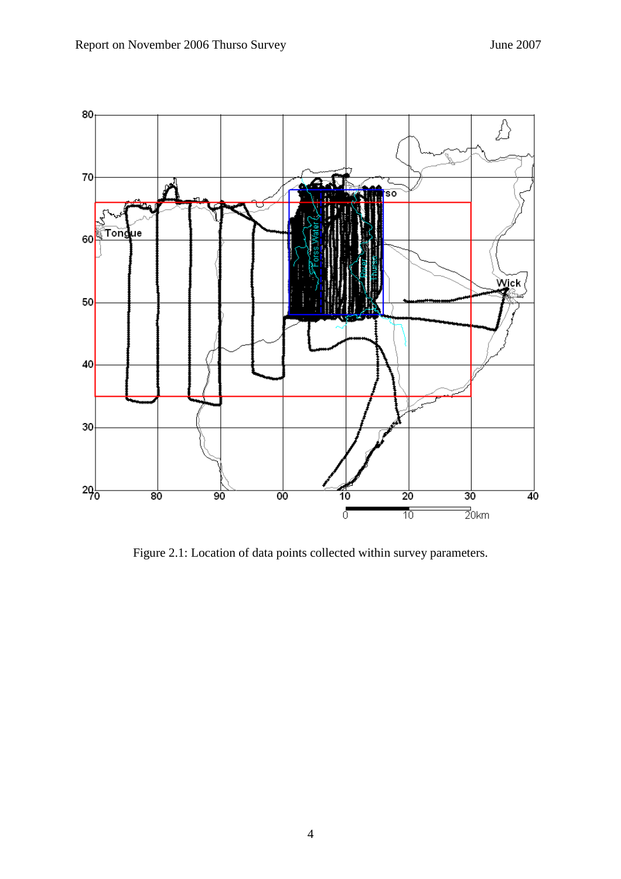Figure 2.1: Location of data points collected within survey parameters.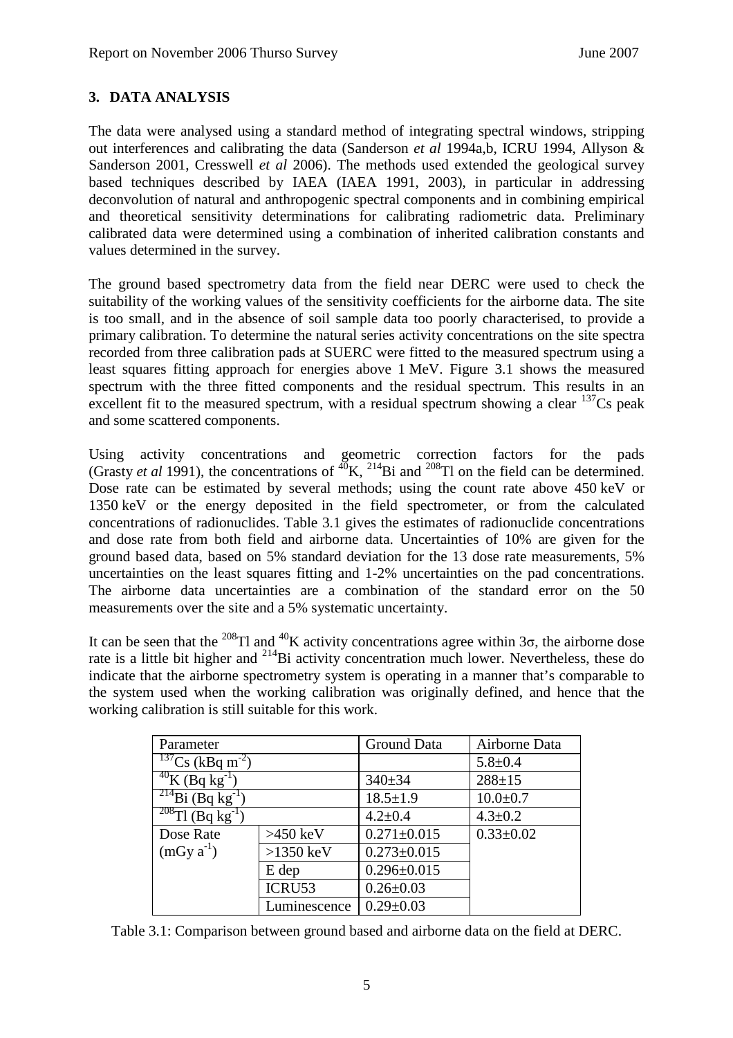## 3. DATA ANALYSIS

The data were analysed using a standard method of integrating spectral windows, stripping out interferences and calibrating the data (Sanderson *et al* 1994a,b, ICRU 1994, Allyson & Sanderson 2001, Cresswell *et al* 2006). The methods used extended the geological survey based techniques described by IAEA (IAEA 1991, 2003), in particular in addressing deconvolution of natural and anthropogenic spectral components and in combining empirical and theoretical sensitivity determinations for calibrating radiometric data. Preliminary calibrated data were determined using a combination of inherited calibration constants and values determined in the survey.

The ground based spectrometry data from the field near DERC were used to check the suitability of the working values of the sensitivity coefficients for the airborne data. The site is too small, and in the absence of soil sample data too poorly characterised, to provide a primary calibration. To determine the natural series activity concentrations on the site spectra recorded from three calibration pads at SUERC were fitted to the measured spectrum using a least squares fitting approach for energies above 1 MeV. Figure 3.1 shows the measured spectrum with the three fitted components and the residual spectrum. This results in an excellent fit to the measured spectrum, with a residual spectrum showing a clear $^{137}$Cs peak and some scattered components.

Using activity concentrations and geometric correction factors for the pads (Grasty *et al* 1991), the concentrations of $^{40}$K, $^{214}$Bi and $^{208}$Tl on the field can be determined. Dose rate can be estimated by several methods; using the count rate above 450 keV or 1350 keV or the energy deposited in the field spectrometer, or from the calculated concentrations of radionuclides. Table 3.1 gives the estimates of radionuclide concentrations and dose rate from both field and airborne data. Uncertainties of 10% are given for the ground based data, based on 5% standard deviation for the 13 dose rate measurements, 5% uncertainties on the least squares fitting and 1-2% uncertainties on the pad concentrations. The airborne data uncertainties are a combination of the standard error on the 50 measurements over the site and a 5% systematic uncertainty.

It can be seen that the $^{208}$Tl and $^{40}$K activity concentrations agree within 3σ, the airborne dose rate is a little bit higher and $^{214}$Bi activity concentration much lower. Nevertheless, these do indicate that the airborne spectrometry system is operating in a manner that's comparable to the system used when the working calibration was originally defined, and hence that the working calibration is still suitable for this work.

| Parameter | | Ground Data | Airborne Data |
|---|---|---|---|
| $^{137}$Cs (kBq m$^{-2}$) | | | 5.8±0.4 |
| $^{40}$K (Bq kg$^{-1}$) | | 340±34 | 288±15 |
| $^{214}$Bi (Bq kg$^{-1}$) | | 18.5±1.9 | 10.0±0.7 |
| $^{208}$Tl (Bq kg$^{-1}$) | | 4.2±0.4 | 4.3±0.2 |
| Dose Rate (mGy a$^{-1}$) | >450 keV | 0.271±0.015 | 0.33±0.02 |
| | >1350 keV | 0.273±0.015 | |
| | E dep | 0.296±0.015 | |
| | ICRU53 | 0.26±0.03 | |
| | Luminescence | 0.29±0.03 | |

Table 3.1: Comparison between ground based and airborne data on the field at DERC.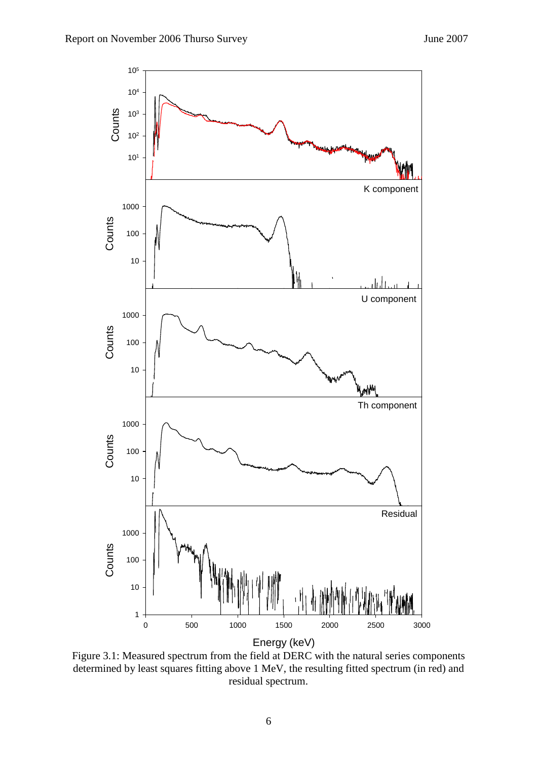Figure 3.1: Measured spectrum from the field at DERC with the natural series components determined by least squares fitting above 1 MeV, the resulting fitted spectrum (in red) and residual spectrum.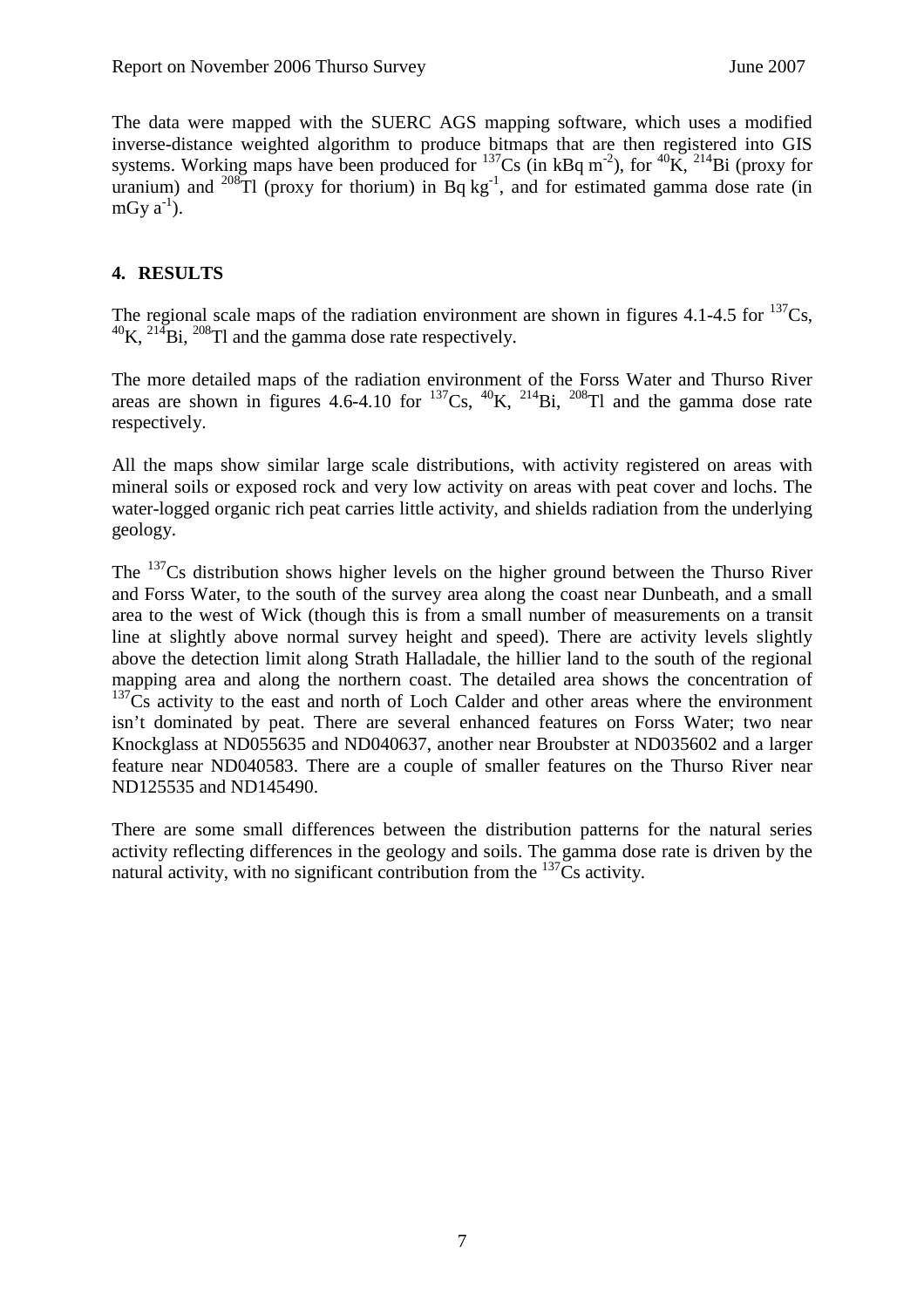The data were mapped with the SUERC AGS mapping software, which uses a modified inverse-distance weighted algorithm to produce bitmaps that are then registered into GIS systems. Working maps have been produced for $^{137}$Cs (in kBq m$^{-2}$), for $^{40}$K, $^{214}$Bi (proxy for uranium) and $^{208}$Tl (proxy for thorium) in Bq kg$^{-1}$, and for estimated gamma dose rate (in mGy a$^{-1}$).

## 4. RESULTS

The regional scale maps of the radiation environment are shown in figures 4.1-4.5 for $^{137}$Cs, $^{40}$K, $^{214}$Bi, $^{208}$Tl and the gamma dose rate respectively.

The more detailed maps of the radiation environment of the Forss Water and Thurso River areas are shown in figures 4.6-4.10 for $^{137}$Cs, $^{40}$K, $^{214}$Bi, $^{208}$Tl and the gamma dose rate respectively.

All the maps show similar large scale distributions, with activity registered on areas with mineral soils or exposed rock and very low activity on areas with peat cover and lochs. The water-logged organic rich peat carries little activity, and shields radiation from the underlying geology.

The $^{137}$Cs distribution shows higher levels on the higher ground between the Thurso River and Forss Water, to the south of the survey area along the coast near Dunbeath, and a small area to the west of Wick (though this is from a small number of measurements on a transit line at slightly above normal survey height and speed). There are activity levels slightly above the detection limit along Strath Halladale, the hillier land to the south of the regional mapping area and along the northern coast. The detailed area shows the concentration of $^{137}$Cs activity to the east and north of Loch Calder and other areas where the environment isn't dominated by peat. There are several enhanced features on Forss Water; two near Knockglass at ND055635 and ND040637, another near Broubster at ND035602 and a larger feature near ND040583. There are a couple of smaller features on the Thurso River near ND125535 and ND145490.

There are some small differences between the distribution patterns for the natural series activity reflecting differences in the geology and soils. The gamma dose rate is driven by the natural activity, with no significant contribution from the $^{137}$Cs activity.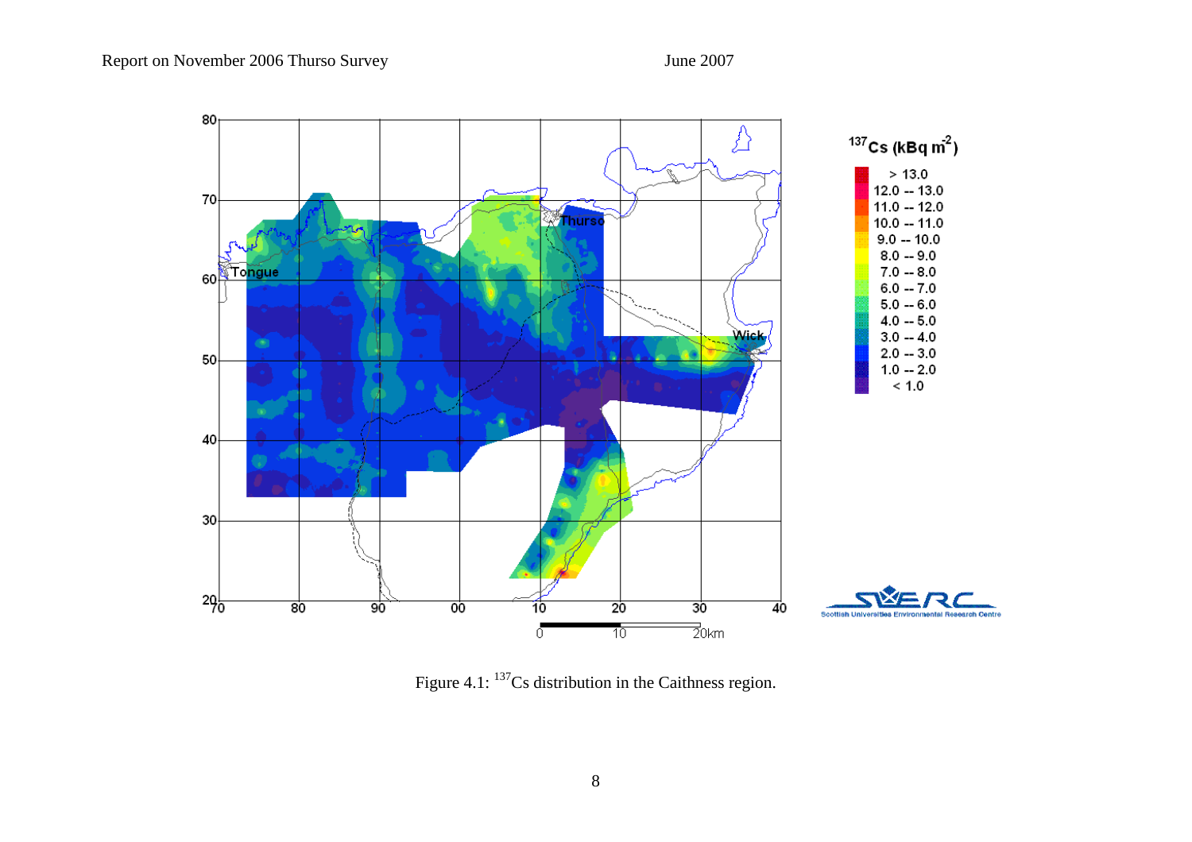Figure 4.1: $^{137}$Cs distribution in the Caithness region.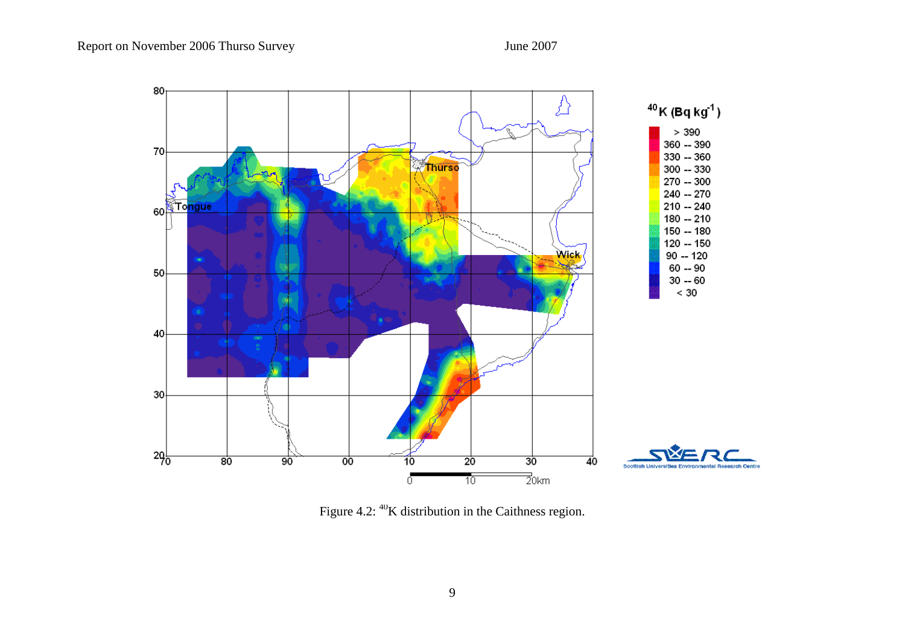Figure 4.2: $^{40}K$ distribution in the Caithness region.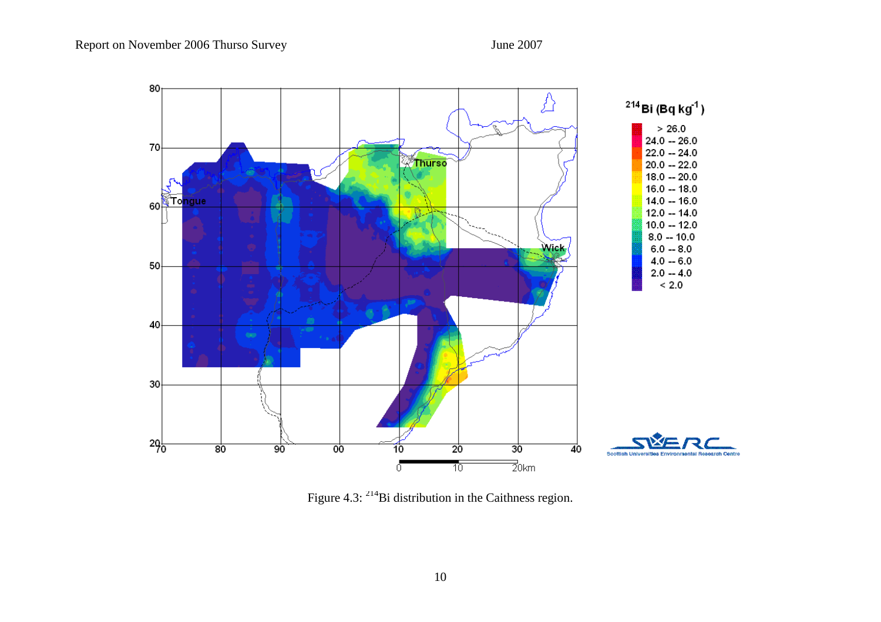Figure 4.3: $^{214}$Bi distribution in the Caithness region.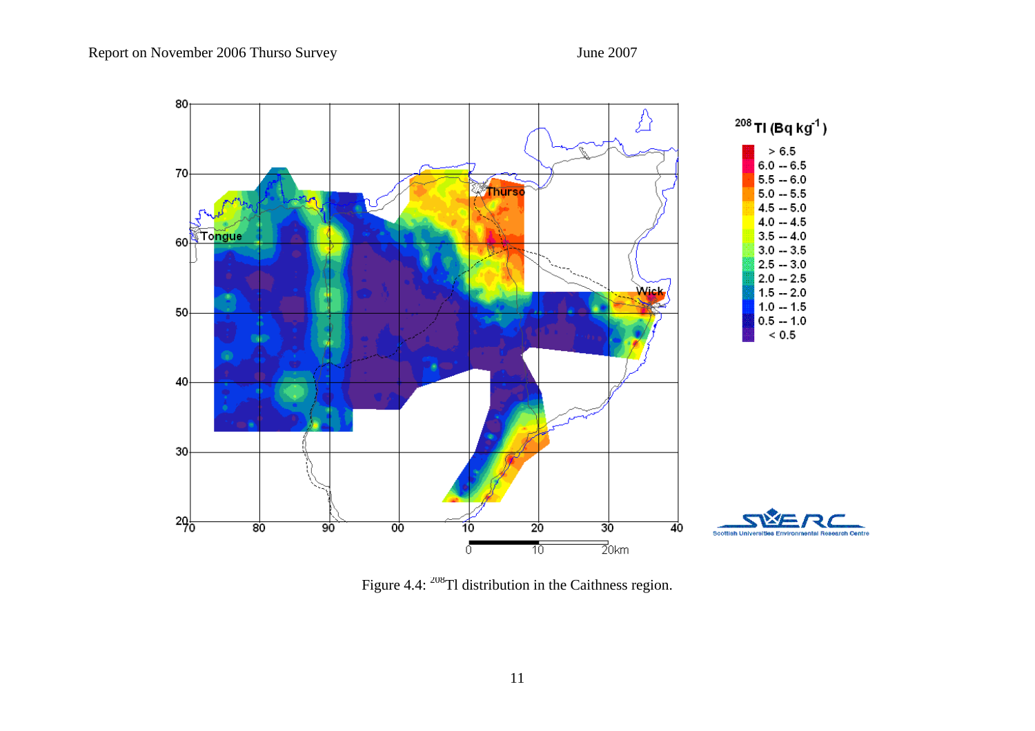Figure 4.4: $^{208}$Tl distribution in the Caithness region.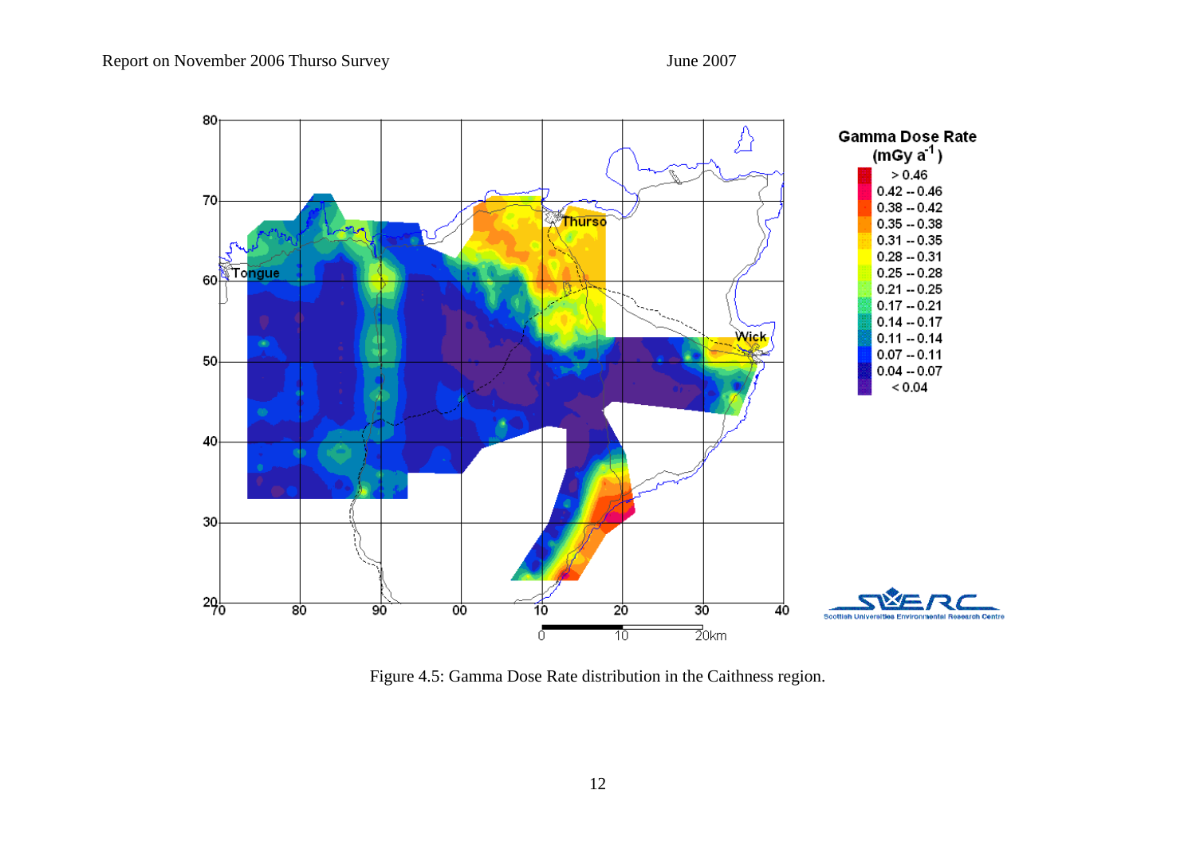Figure 4.5: Gamma Dose Rate distribution in the Caithness region.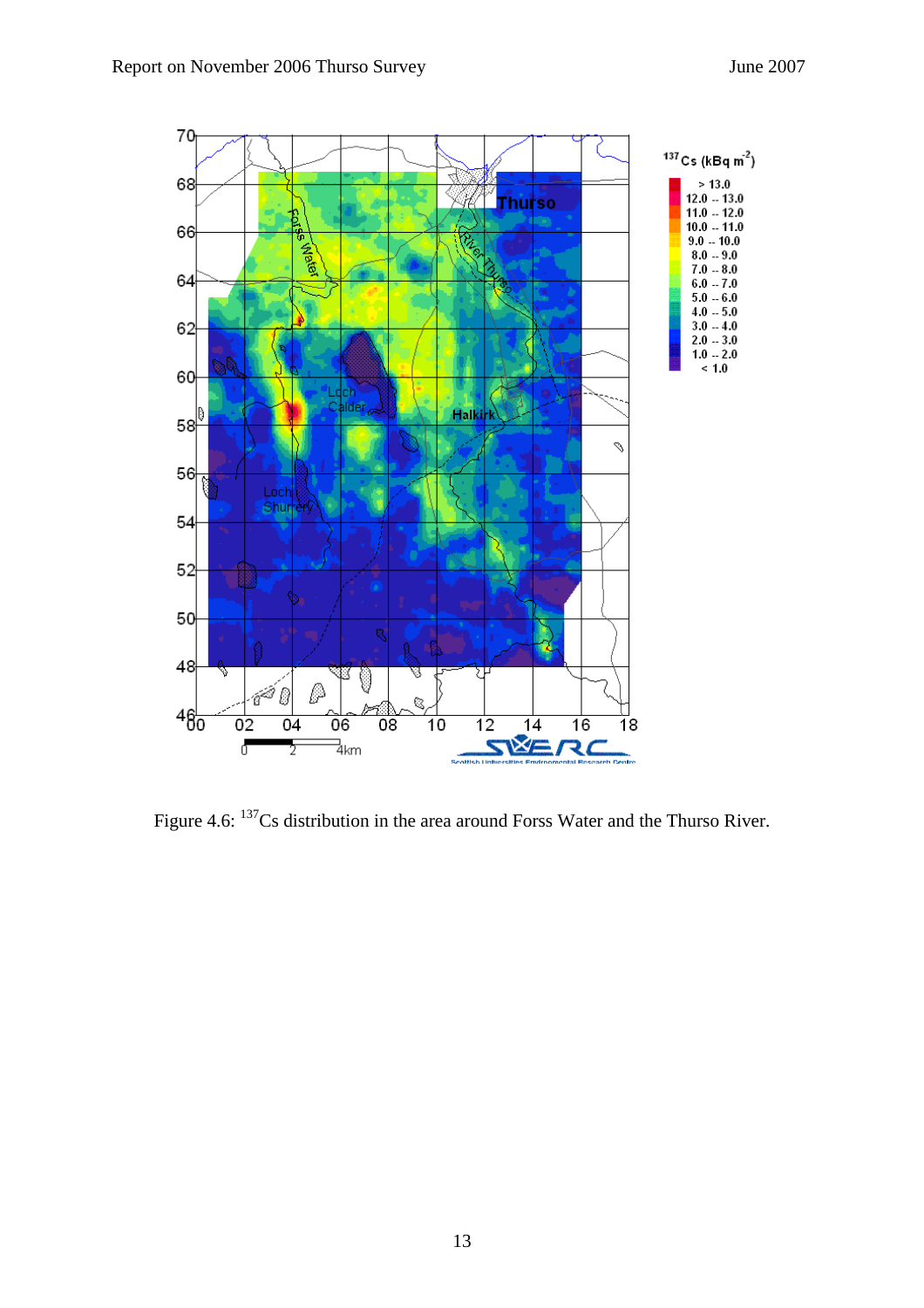Figure 4.6: $^{137}$Cs distribution in the area around Forss Water and the Thurso River.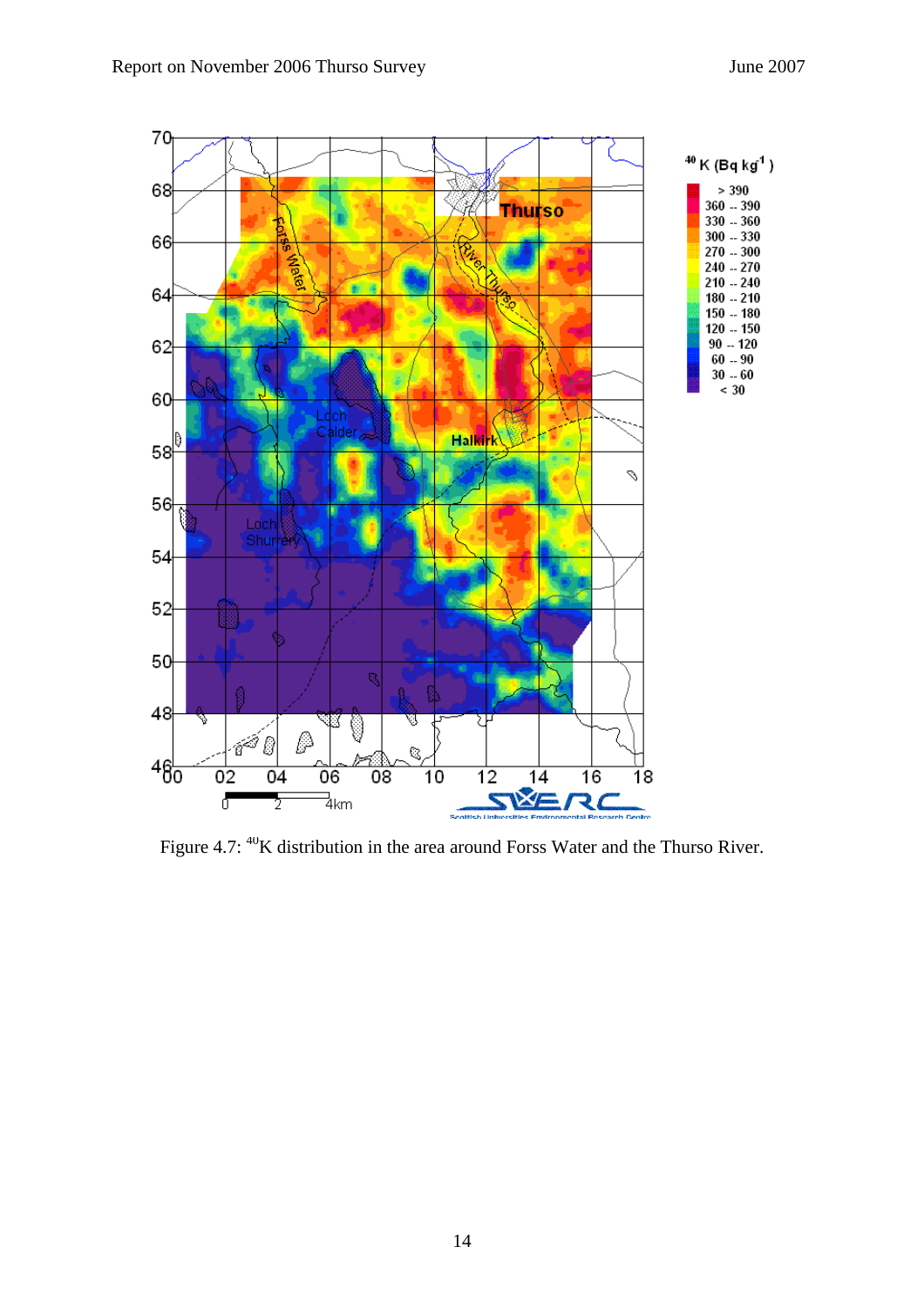Figure 4.7: $^{40}$K distribution in the area around Forss Water and the Thurso River.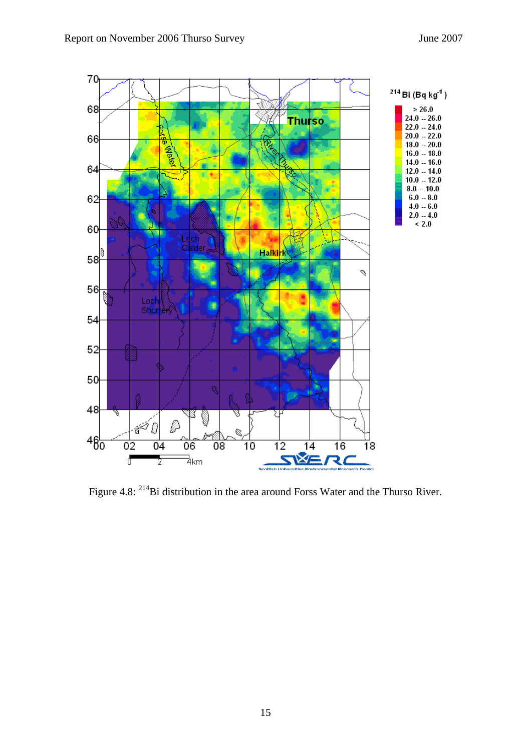Figure 4.8: $^{214}$Bi distribution in the area around Forss Water and the Thurso River.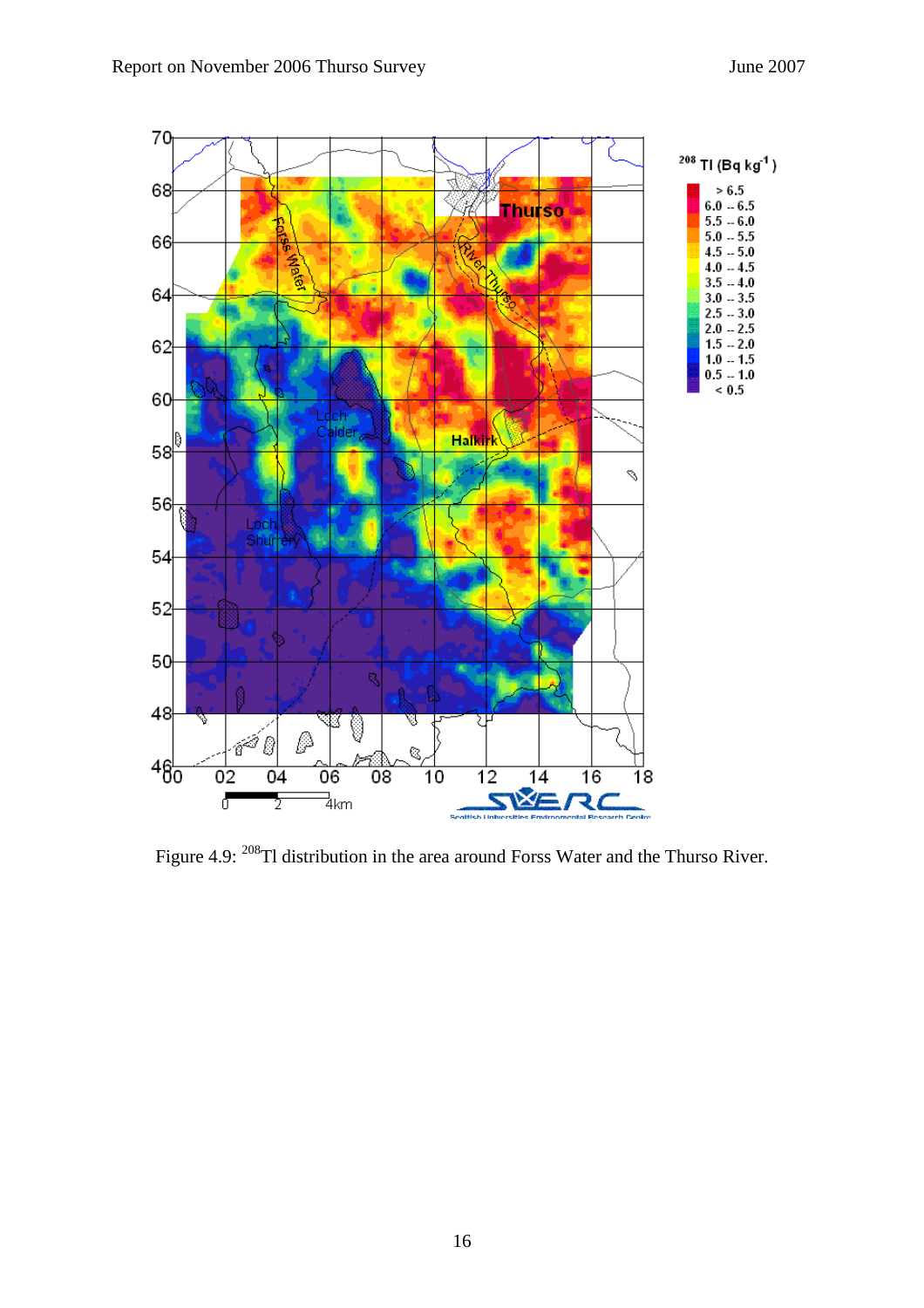Figure 4.9: $^{208}$Tl distribution in the area around Forss Water and the Thurso River.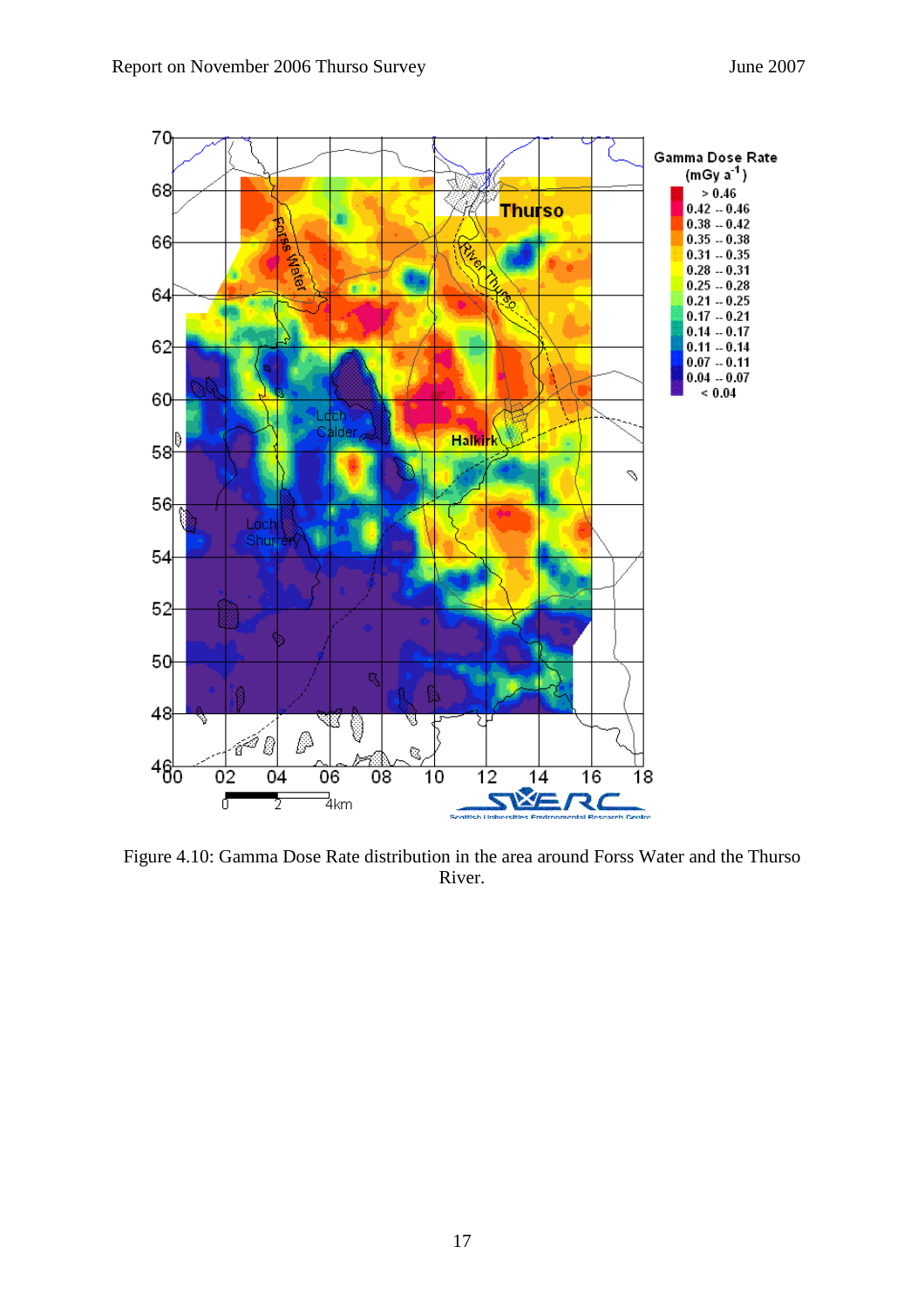Figure 4.10: Gamma Dose Rate distribution in the area around Forss Water and the Thurso River.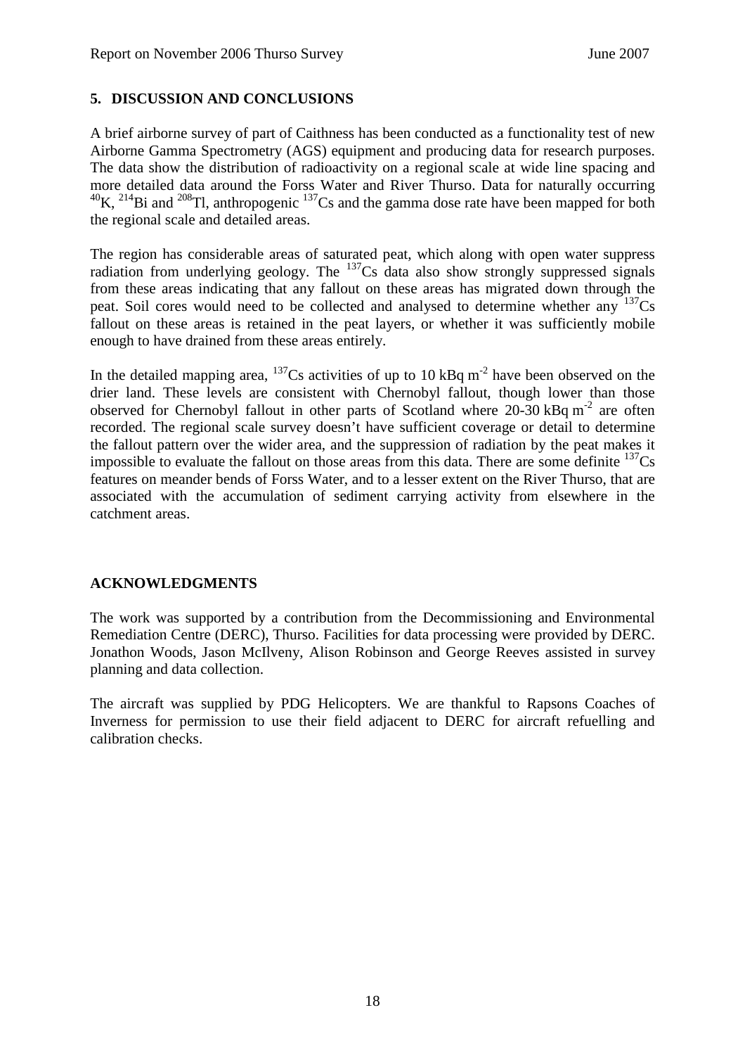## 5. DISCUSSION AND CONCLUSIONS

A brief airborne survey of part of Caithness has been conducted as a functionality test of new Airborne Gamma Spectrometry (AGS) equipment and producing data for research purposes. The data show the distribution of radioactivity on a regional scale at wide line spacing and more detailed data around the Forss Water and River Thurso. Data for naturally occurring $^{40}$K, $^{214}$Bi and $^{208}$Tl, anthropogenic $^{137}$Cs and the gamma dose rate have been mapped for both the regional scale and detailed areas.

The region has considerable areas of saturated peat, which along with open water suppress radiation from underlying geology. The $^{137}$Cs data also show strongly suppressed signals from these areas indicating that any fallout on these areas has migrated down through the peat. Soil cores would need to be collected and analysed to determine whether any $^{137}$Cs fallout on these areas is retained in the peat layers, or whether it was sufficiently mobile enough to have drained from these areas entirely.

In the detailed mapping area, $^{137}$Cs activities of up to 10 kBq m$^{-2}$ have been observed on the drier land. These levels are consistent with Chernobyl fallout, though lower than those observed for Chernobyl fallout in other parts of Scotland where 20-30 kBq m$^{-2}$ are often recorded. The regional scale survey doesn't have sufficient coverage or detail to determine the fallout pattern over the wider area, and the suppression of radiation by the peat makes it impossible to evaluate the fallout on those areas from this data. There are some definite $^{137}$Cs features on meander bends of Forss Water, and to a lesser extent on the River Thurso, that are associated with the accumulation of sediment carrying activity from elsewhere in the catchment areas.

## ACKNOWLEDGMENTS

The work was supported by a contribution from the Decommissioning and Environmental Remediation Centre (DERC), Thurso. Facilities for data processing were provided by DERC. Jonathon Woods, Jason McIlveny, Alison Robinson and George Reeves assisted in survey planning and data collection.

The aircraft was supplied by PDG Helicopters. We are thankful to Rapsons Coaches of Inverness for permission to use their field adjacent to DERC for aircraft refuelling and calibration checks.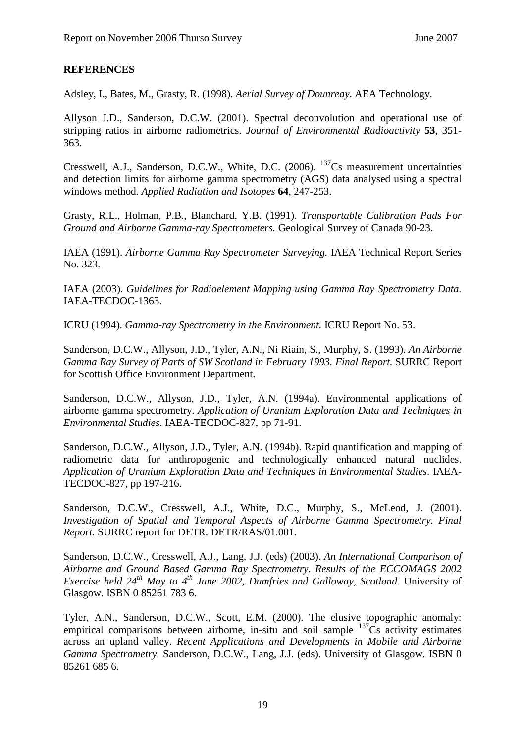## REFERENCES

Adsley, I., Bates, M., Grasty, R. (1998). *Aerial Survey of Dounreay*. AEA Technology.

Allyson J.D., Sanderson, D.C.W. (2001). Spectral deconvolution and operational use of stripping ratios in airborne radiometrics. *Journal of Environmental Radioactivity* **53**, 351-363.

Cresswell, A.J., Sanderson, D.C.W., White, D.C. (2006). $^{137}$Cs measurement uncertainties and detection limits for airborne gamma spectrometry (AGS) data analysed using a spectral windows method. *Applied Radiation and Isotopes* **64**, 247-253.

Grasty, R.L., Holman, P.B., Blanchard, Y.B. (1991). *Transportable Calibration Pads For Ground and Airborne Gamma-ray Spectrometers.* Geological Survey of Canada 90-23.

IAEA (1991). *Airborne Gamma Ray Spectrometer Surveying.* IAEA Technical Report Series No. 323.

IAEA (2003). *Guidelines for Radioelement Mapping using Gamma Ray Spectrometry Data.* IAEA-TECDOC-1363.

ICRU (1994). *Gamma-ray Spectrometry in the Environment.* ICRU Report No. 53.

Sanderson, D.C.W., Allyson, J.D., Tyler, A.N., Ni Riain, S., Murphy, S. (1993). *An Airborne Gamma Ray Survey of Parts of SW Scotland in February 1993. Final Report.* SURRC Report for Scottish Office Environment Department.

Sanderson, D.C.W., Allyson, J.D., Tyler, A.N. (1994a). Environmental applications of airborne gamma spectrometry. *Application of Uranium Exploration Data and Techniques in Environmental Studies*. IAEA-TECDOC-827, pp 71-91.

Sanderson, D.C.W., Allyson, J.D., Tyler, A.N. (1994b). Rapid quantification and mapping of radiometric data for anthropogenic and technologically enhanced natural nuclides. *Application of Uranium Exploration Data and Techniques in Environmental Studies*. IAEA-TECDOC-827, pp 197-216.

Sanderson, D.C.W., Cresswell, A.J., White, D.C., Murphy, S., McLeod, J. (2001). *Investigation of Spatial and Temporal Aspects of Airborne Gamma Spectrometry. Final Report.* SURRC report for DETR. DETR/RAS/01.001.

Sanderson, D.C.W., Cresswell, A.J., Lang, J.J. (eds) (2003). *An International Comparison of Airborne and Ground Based Gamma Ray Spectrometry. Results of the ECCOMAGS 2002 Exercise held 24th May to 4th June 2002, Dumfries and Galloway, Scotland.* University of Glasgow. ISBN 0 85261 783 6.

Tyler, A.N., Sanderson, D.C.W., Scott, E.M. (2000). The elusive topographic anomaly: empirical comparisons between airborne, in-situ and soil sample $^{137}$Cs activity estimates across an upland valley. *Recent Applications and Developments in Mobile and Airborne Gamma Spectrometry*. Sanderson, D.C.W., Lang, J.J. (eds). University of Glasgow. ISBN 0 85261 685 6.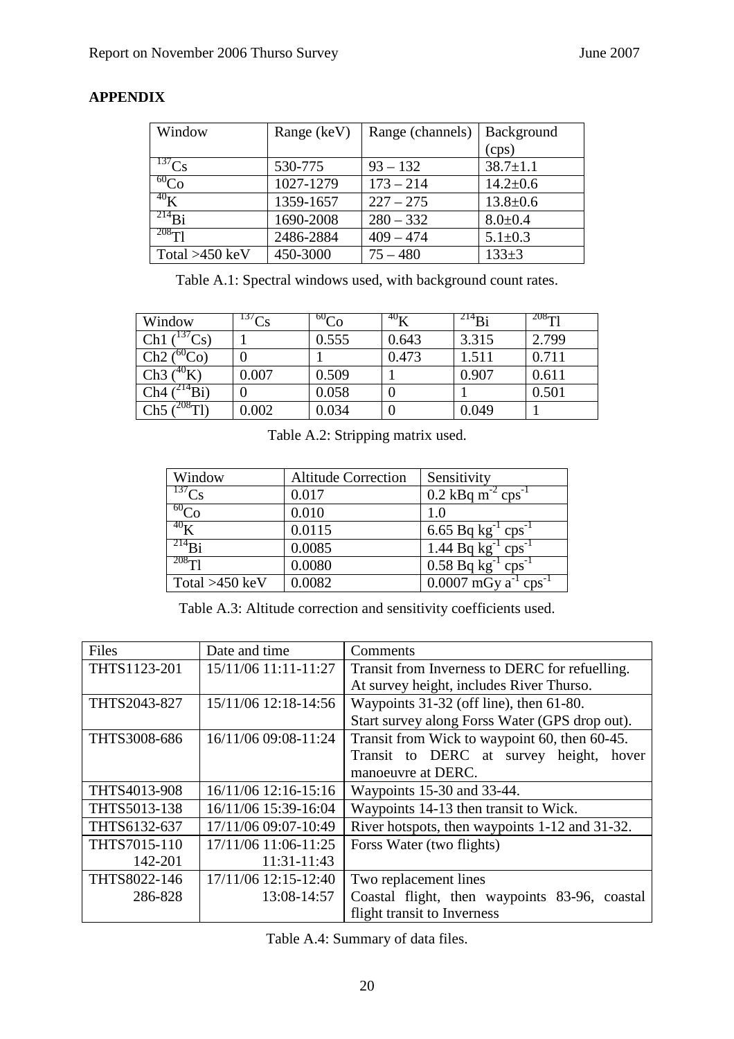**APPENDIX**

| Window | Range (keV) | Range (channels) | Background (cps) |
|---|---|---|---|
| $^{137}Cs$ | 530-775 | 93 – 132 | 38.7±1.1 |
| $^{60}Co$ | 1027-1279 | 173 – 214 | 14.2±0.6 |
| $^{40}K$ | 1359-1657 | 227 – 275 | 13.8±0.6 |
| $^{214}Bi$ | 1690-2008 | 280 – 332 | 8.0±0.4 |
| $^{208}Tl$ | 2486-2884 | 409 – 474 | 5.1±0.3 |
| Total >450 keV | 450-3000 | 75 – 480 | 133±3 |

Table A.1: Spectral windows used, with background count rates.

| Window | $^{137}Cs$ | $^{60}Co$ | $^{40}K$ | $^{214}Bi$ | $^{208}Tl$ |
|---|---|---|---|---|---|
| Ch1 ($^{137}Cs$) | 1 | 0.555 | 0.643 | 3.315 | 2.799 |
| Ch2 ($^{60}Co$) | 0 | 1 | 0.473 | 1.511 | 0.711 |
| Ch3 ($^{40}K$) | 0.007 | 0.509 | 1 | 0.907 | 0.611 |
| Ch4 ($^{214}Bi$) | 0 | 0.058 | 0 | 1 | 0.501 |
| Ch5 ($^{208}Tl$) | 0.002 | 0.034 | 0 | 0.049 | 1 |

Table A.2: Stripping matrix used.

| Window | Altitude Correction | Sensitivity |
|---|---|---|
| $^{137}Cs$ | 0.017 | 0.2 kBq m$^{-2}$ cps$^{-1}$ |
| $^{60}Co$ | 0.010 | 1.0 |
| $^{40}K$ | 0.0115 | 6.65 Bq kg$^{-1}$ cps$^{-1}$ |
| $^{214}Bi$ | 0.0085 | 1.44 Bq kg$^{-1}$ cps$^{-1}$ |
| $^{208}Tl$ | 0.0080 | 0.58 Bq kg$^{-1}$ cps$^{-1}$ |
| Total >450 keV | 0.0082 | 0.0007 mGy a$^{-1}$ cps$^{-1}$ |

Table A.3: Altitude correction and sensitivity coefficients used.

| Files | Date and time | Comments |
|---|---|---|
| THTS1123-201 | 15/11/06 11:11-11:27 | Transit from Inverness to DERC for refuelling. At survey height, includes River Thurso. |
| THTS2043-827 | 15/11/06 12:18-14:56 | Waypoints 31-32 (off line), then 61-80. Start survey along Forss Water (GPS drop out). |
| THTS3008-686 | 16/11/06 09:08-11:24 | Transit from Wick to waypoint 60, then 60-45. Transit to DERC at survey height, hover manoeuvre at DERC. |
| THTS4013-908 | 16/11/06 12:16-15:16 | Waypoints 15-30 and 33-44. |
| THTS5013-138 | 16/11/06 15:39-16:04 | Waypoints 14-13 then transit to Wick. |
| THTS6132-637 | 17/11/06 09:07-10:49 | River hotspots, then waypoints 1-12 and 31-32. |
| THTS7015-110<br>142-201 | 17/11/06 11:06-11:25<br>11:31-11:43 | Forss Water (two flights) |
| THTS8022-146<br>286-828 | 17/11/06 12:15-12:40<br>13:08-14:57 | Two replacement lines<br>Coastal flight, then waypoints 83-96, coastal flight transit to Inverness |

Table A.4: Summary of data files.